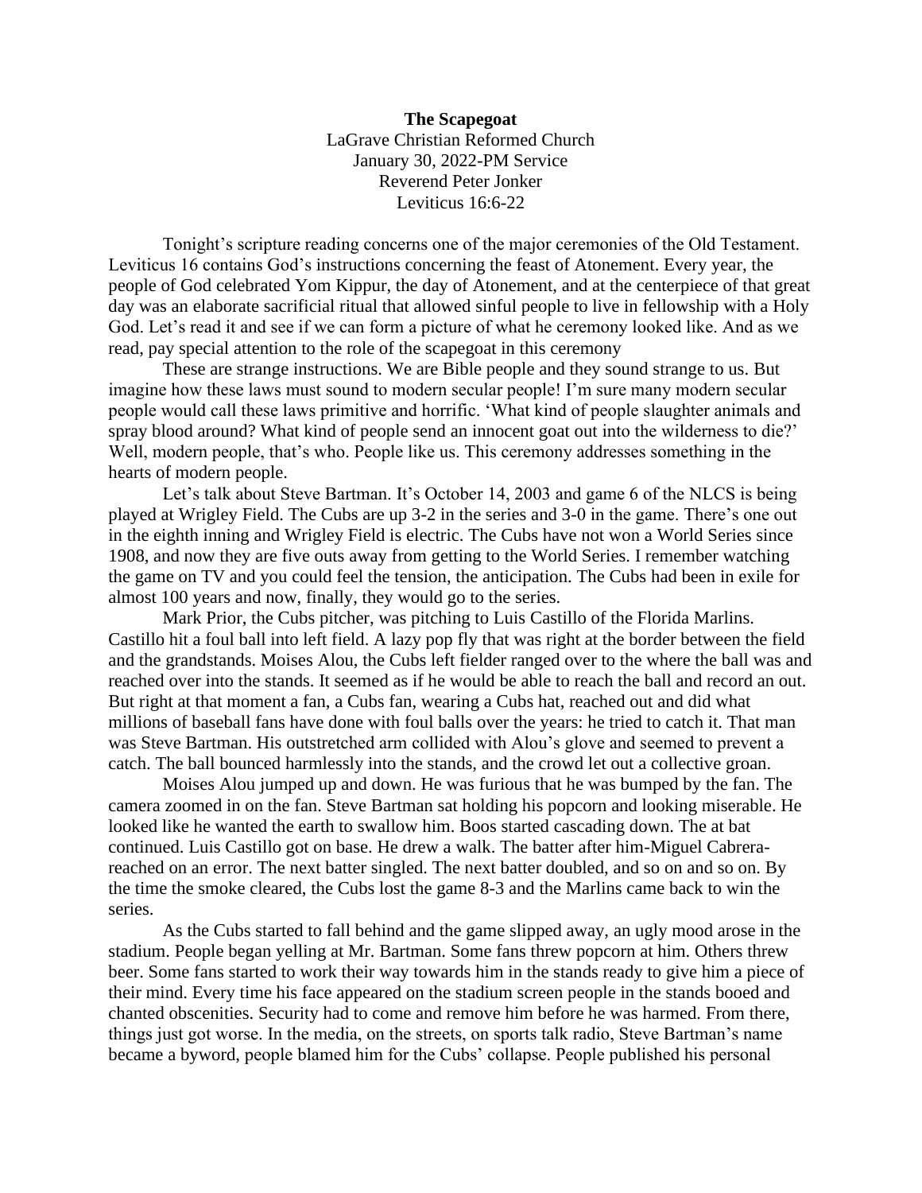**The Scapegoat**

LaGrave Christian Reformed Church
January 30, 2022-PM Service
Reverend Peter Jonker
Leviticus 16:6-22

Tonight's scripture reading concerns one of the major ceremonies of the Old Testament. Leviticus 16 contains God's instructions concerning the feast of Atonement. Every year, the people of God celebrated Yom Kippur, the day of Atonement, and at the centerpiece of that great day was an elaborate sacrificial ritual that allowed sinful people to live in fellowship with a Holy God. Let's read it and see if we can form a picture of what he ceremony looked like. And as we read, pay special attention to the role of the scapegoat in this ceremony

These are strange instructions. We are Bible people and they sound strange to us. But imagine how these laws must sound to modern secular people! I'm sure many modern secular people would call these laws primitive and horrific. 'What kind of people slaughter animals and spray blood around? What kind of people send an innocent goat out into the wilderness to die?' Well, modern people, that's who. People like us. This ceremony addresses something in the hearts of modern people.

Let's talk about Steve Bartman. It's October 14, 2003 and game 6 of the NLCS is being played at Wrigley Field. The Cubs are up 3-2 in the series and 3-0 in the game. There's one out in the eighth inning and Wrigley Field is electric. The Cubs have not won a World Series since 1908, and now they are five outs away from getting to the World Series. I remember watching the game on TV and you could feel the tension, the anticipation. The Cubs had been in exile for almost 100 years and now, finally, they would go to the series.

Mark Prior, the Cubs pitcher, was pitching to Luis Castillo of the Florida Marlins. Castillo hit a foul ball into left field. A lazy pop fly that was right at the border between the field and the grandstands. Moises Alou, the Cubs left fielder ranged over to the where the ball was and reached over into the stands. It seemed as if he would be able to reach the ball and record an out. But right at that moment a fan, a Cubs fan, wearing a Cubs hat, reached out and did what millions of baseball fans have done with foul balls over the years: he tried to catch it. That man was Steve Bartman. His outstretched arm collided with Alou's glove and seemed to prevent a catch. The ball bounced harmlessly into the stands, and the crowd let out a collective groan.

Moises Alou jumped up and down. He was furious that he was bumped by the fan. The camera zoomed in on the fan. Steve Bartman sat holding his popcorn and looking miserable. He looked like he wanted the earth to swallow him. Boos started cascading down. The at bat continued. Luis Castillo got on base. He drew a walk. The batter after him-Miguel Cabrera-reached on an error. The next batter singled. The next batter doubled, and so on and so on. By the time the smoke cleared, the Cubs lost the game 8-3 and the Marlins came back to win the series.

As the Cubs started to fall behind and the game slipped away, an ugly mood arose in the stadium. People began yelling at Mr. Bartman. Some fans threw popcorn at him. Others threw beer. Some fans started to work their way towards him in the stands ready to give him a piece of their mind. Every time his face appeared on the stadium screen people in the stands booed and chanted obscenities. Security had to come and remove him before he was harmed. From there, things just got worse. In the media, on the streets, on sports talk radio, Steve Bartman's name became a byword, people blamed him for the Cubs' collapse. People published his personal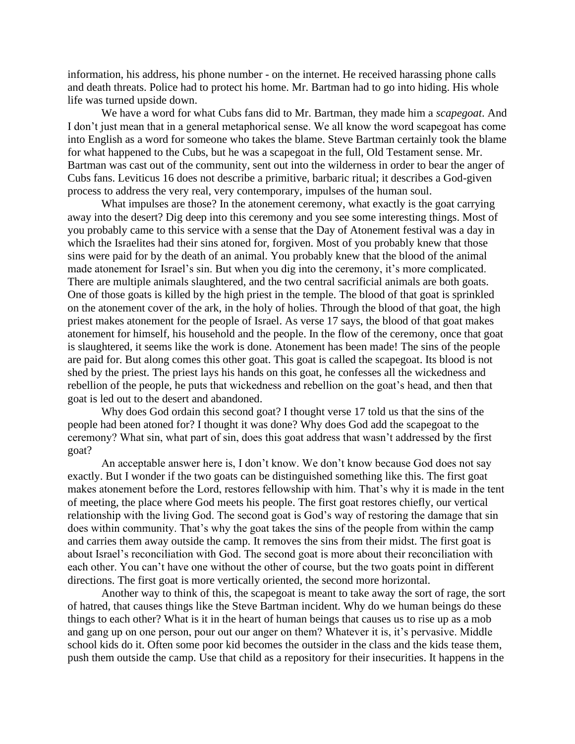information, his address, his phone number - on the internet. He received harassing phone calls and death threats. Police had to protect his home. Mr. Bartman had to go into hiding. His whole life was turned upside down.

We have a word for what Cubs fans did to Mr. Bartman, they made him a *scapegoat*. And I don't just mean that in a general metaphorical sense. We all know the word scapegoat has come into English as a word for someone who takes the blame. Steve Bartman certainly took the blame for what happened to the Cubs, but he was a scapegoat in the full, Old Testament sense. Mr. Bartman was cast out of the community, sent out into the wilderness in order to bear the anger of Cubs fans. Leviticus 16 does not describe a primitive, barbaric ritual; it describes a God-given process to address the very real, very contemporary, impulses of the human soul.

What impulses are those? In the atonement ceremony, what exactly is the goat carrying away into the desert? Dig deep into this ceremony and you see some interesting things. Most of you probably came to this service with a sense that the Day of Atonement festival was a day in which the Israelites had their sins atoned for, forgiven. Most of you probably knew that those sins were paid for by the death of an animal. You probably knew that the blood of the animal made atonement for Israel's sin. But when you dig into the ceremony, it's more complicated. There are multiple animals slaughtered, and the two central sacrificial animals are both goats. One of those goats is killed by the high priest in the temple. The blood of that goat is sprinkled on the atonement cover of the ark, in the holy of holies. Through the blood of that goat, the high priest makes atonement for the people of Israel. As verse 17 says, the blood of that goat makes atonement for himself, his household and the people. In the flow of the ceremony, once that goat is slaughtered, it seems like the work is done. Atonement has been made! The sins of the people are paid for. But along comes this other goat. This goat is called the scapegoat. Its blood is not shed by the priest. The priest lays his hands on this goat, he confesses all the wickedness and rebellion of the people, he puts that wickedness and rebellion on the goat's head, and then that goat is led out to the desert and abandoned.

Why does God ordain this second goat? I thought verse 17 told us that the sins of the people had been atoned for? I thought it was done? Why does God add the scapegoat to the ceremony? What sin, what part of sin, does this goat address that wasn't addressed by the first goat?

An acceptable answer here is, I don't know. We don't know because God does not say exactly. But I wonder if the two goats can be distinguished something like this. The first goat makes atonement before the Lord, restores fellowship with him. That's why it is made in the tent of meeting, the place where God meets his people. The first goat restores chiefly, our vertical relationship with the living God. The second goat is God's way of restoring the damage that sin does within community. That's why the goat takes the sins of the people from within the camp and carries them away outside the camp. It removes the sins from their midst. The first goat is about Israel's reconciliation with God. The second goat is more about their reconciliation with each other. You can't have one without the other of course, but the two goats point in different directions. The first goat is more vertically oriented, the second more horizontal.

Another way to think of this, the scapegoat is meant to take away the sort of rage, the sort of hatred, that causes things like the Steve Bartman incident. Why do we human beings do these things to each other? What is it in the heart of human beings that causes us to rise up as a mob and gang up on one person, pour out our anger on them? Whatever it is, it's pervasive. Middle school kids do it. Often some poor kid becomes the outsider in the class and the kids tease them, push them outside the camp. Use that child as a repository for their insecurities. It happens in the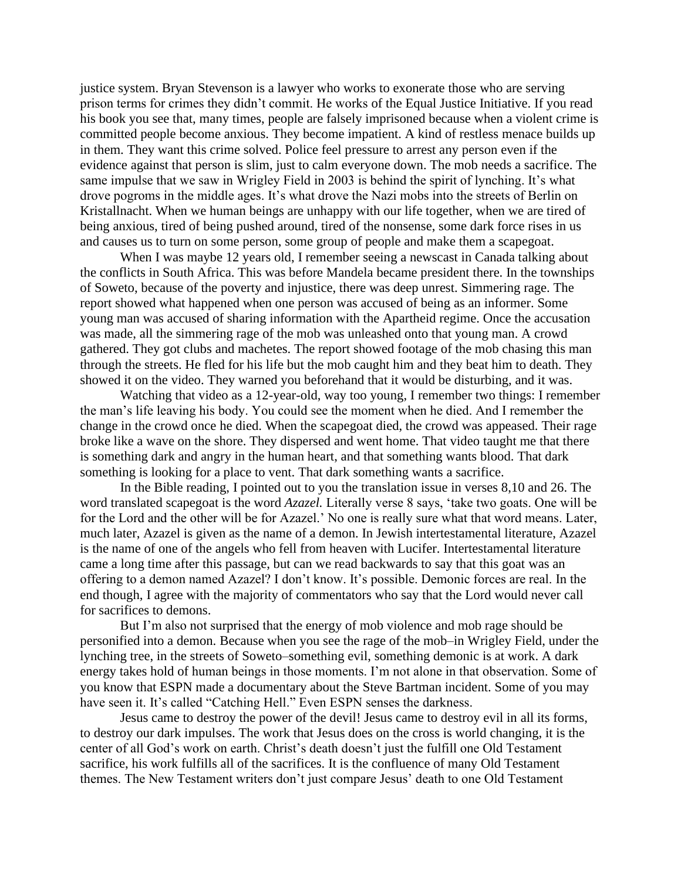justice system. Bryan Stevenson is a lawyer who works to exonerate those who are serving prison terms for crimes they didn't commit. He works of the Equal Justice Initiative. If you read his book you see that, many times, people are falsely imprisoned because when a violent crime is committed people become anxious. They become impatient. A kind of restless menace builds up in them. They want this crime solved. Police feel pressure to arrest any person even if the evidence against that person is slim, just to calm everyone down. The mob needs a sacrifice. The same impulse that we saw in Wrigley Field in 2003 is behind the spirit of lynching. It's what drove pogroms in the middle ages. It's what drove the Nazi mobs into the streets of Berlin on Kristallnacht. When we human beings are unhappy with our life together, when we are tired of being anxious, tired of being pushed around, tired of the nonsense, some dark force rises in us and causes us to turn on some person, some group of people and make them a scapegoat.

When I was maybe 12 years old, I remember seeing a newscast in Canada talking about the conflicts in South Africa. This was before Mandela became president there. In the townships of Soweto, because of the poverty and injustice, there was deep unrest. Simmering rage. The report showed what happened when one person was accused of being as an informer. Some young man was accused of sharing information with the Apartheid regime. Once the accusation was made, all the simmering rage of the mob was unleashed onto that young man. A crowd gathered. They got clubs and machetes. The report showed footage of the mob chasing this man through the streets. He fled for his life but the mob caught him and they beat him to death. They showed it on the video. They warned you beforehand that it would be disturbing, and it was.

Watching that video as a 12-year-old, way too young, I remember two things: I remember the man's life leaving his body. You could see the moment when he died. And I remember the change in the crowd once he died. When the scapegoat died, the crowd was appeased. Their rage broke like a wave on the shore. They dispersed and went home. That video taught me that there is something dark and angry in the human heart, and that something wants blood. That dark something is looking for a place to vent. That dark something wants a sacrifice.

In the Bible reading, I pointed out to you the translation issue in verses 8,10 and 26. The word translated scapegoat is the word *Azazel.* Literally verse 8 says, 'take two goats. One will be for the Lord and the other will be for Azazel.' No one is really sure what that word means. Later, much later, Azazel is given as the name of a demon. In Jewish intertestamental literature, Azazel is the name of one of the angels who fell from heaven with Lucifer. Intertestamental literature came a long time after this passage, but can we read backwards to say that this goat was an offering to a demon named Azazel? I don't know. It's possible. Demonic forces are real. In the end though, I agree with the majority of commentators who say that the Lord would never call for sacrifices to demons.

But I'm also not surprised that the energy of mob violence and mob rage should be personified into a demon. Because when you see the rage of the mob–in Wrigley Field, under the lynching tree, in the streets of Soweto–something evil, something demonic is at work. A dark energy takes hold of human beings in those moments. I'm not alone in that observation. Some of you know that ESPN made a documentary about the Steve Bartman incident. Some of you may have seen it. It's called "Catching Hell." Even ESPN senses the darkness.

Jesus came to destroy the power of the devil! Jesus came to destroy evil in all its forms, to destroy our dark impulses. The work that Jesus does on the cross is world changing, it is the center of all God's work on earth. Christ's death doesn't just the fulfill one Old Testament sacrifice, his work fulfills all of the sacrifices. It is the confluence of many Old Testament themes. The New Testament writers don't just compare Jesus' death to one Old Testament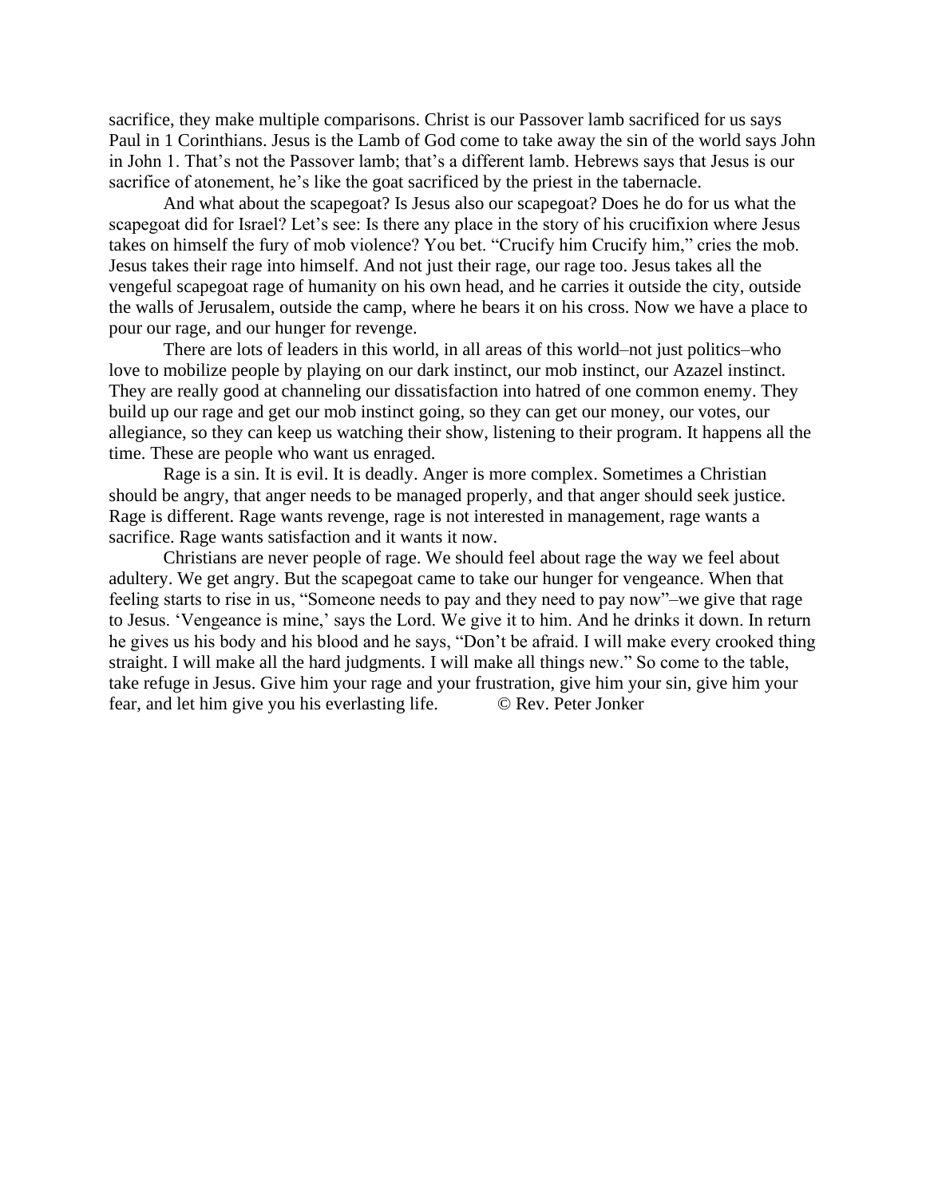sacrifice, they make multiple comparisons. Christ is our Passover lamb sacrificed for us says Paul in 1 Corinthians. Jesus is the Lamb of God come to take away the sin of the world says John in John 1. That's not the Passover lamb; that's a different lamb. Hebrews says that Jesus is our sacrifice of atonement, he's like the goat sacrificed by the priest in the tabernacle.

And what about the scapegoat? Is Jesus also our scapegoat? Does he do for us what the scapegoat did for Israel? Let's see: Is there any place in the story of his crucifixion where Jesus takes on himself the fury of mob violence? You bet. "Crucify him Crucify him," cries the mob. Jesus takes their rage into himself. And not just their rage, our rage too. Jesus takes all the vengeful scapegoat rage of humanity on his own head, and he carries it outside the city, outside the walls of Jerusalem, outside the camp, where he bears it on his cross. Now we have a place to pour our rage, and our hunger for revenge.

There are lots of leaders in this world, in all areas of this world–not just politics–who love to mobilize people by playing on our dark instinct, our mob instinct, our Azazel instinct. They are really good at channeling our dissatisfaction into hatred of one common enemy. They build up our rage and get our mob instinct going, so they can get our money, our votes, our allegiance, so they can keep us watching their show, listening to their program. It happens all the time. These are people who want us enraged.

Rage is a sin. It is evil. It is deadly. Anger is more complex. Sometimes a Christian should be angry, that anger needs to be managed properly, and that anger should seek justice. Rage is different. Rage wants revenge, rage is not interested in management, rage wants a sacrifice. Rage wants satisfaction and it wants it now.

Christians are never people of rage. We should feel about rage the way we feel about adultery. We get angry. But the scapegoat came to take our hunger for vengeance. When that feeling starts to rise in us, "Someone needs to pay and they need to pay now"–we give that rage to Jesus. 'Vengeance is mine,' says the Lord. We give it to him. And he drinks it down. In return he gives us his body and his blood and he says, "Don't be afraid. I will make every crooked thing straight. I will make all the hard judgments. I will make all things new." So come to the table, take refuge in Jesus. Give him your rage and your frustration, give him your sin, give him your fear, and let him give you his everlasting life. © Rev. Peter Jonker